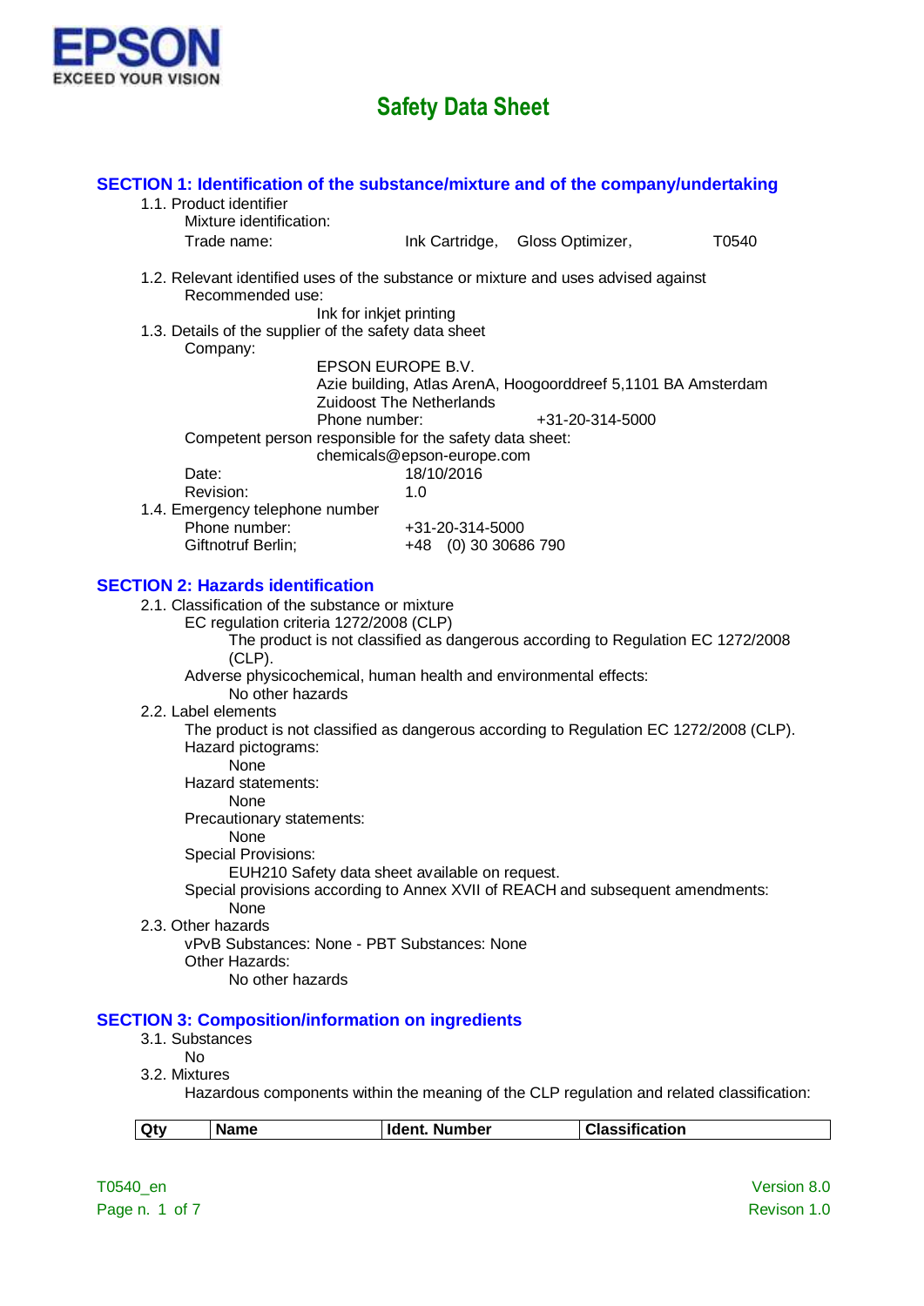EPSON
EXCEED YOUR VISION

# Safety Data Sheet

## SECTION 1: Identification of the substance/mixture and of the company/undertaking

1.1. Product identifier

Mixture identification:

Trade name: Ink Cartridge, Gloss Optimizer, T0540

1.2. Relevant identified uses of the substance or mixture and uses advised against

Recommended use:

Ink for inkjet printing

1.3. Details of the supplier of the safety data sheet

Company:

EPSON EUROPE B.V.
Azie building, Atlas ArenA, Hoogoorddreef 5,1101 BA Amsterdam
Zuidoost The Netherlands
Phone number: +31-20-314-5000

Competent person responsible for the safety data sheet:

chemicals@epson-europe.com

Date: 18/10/2016

Revision: 1.0

1.4. Emergency telephone number

Phone number: +31-20-314-5000

Giftnotruf Berlin; +48 (0) 30 30686 790

## SECTION 2: Hazards identification

2.1. Classification of the substance or mixture

EC regulation criteria 1272/2008 (CLP)

The product is not classified as dangerous according to Regulation EC 1272/2008 (CLP).

Adverse physicochemical, human health and environmental effects:

No other hazards

2.2. Label elements

The product is not classified as dangerous according to Regulation EC 1272/2008 (CLP).

Hazard pictograms:

None

Hazard statements:

None

Precautionary statements:

None

Special Provisions:

EUH210 Safety data sheet available on request.

Special provisions according to Annex XVII of REACH and subsequent amendments:

None

2.3. Other hazards

vPvB Substances: None - PBT Substances: None

Other Hazards:

No other hazards

## SECTION 3: Composition/information on ingredients

3.1. Substances

No

3.2. Mixtures

Hazardous components within the meaning of the CLP regulation and related classification:

| Qty | Name | Ident. Number | Classification |
|---|---|---|---|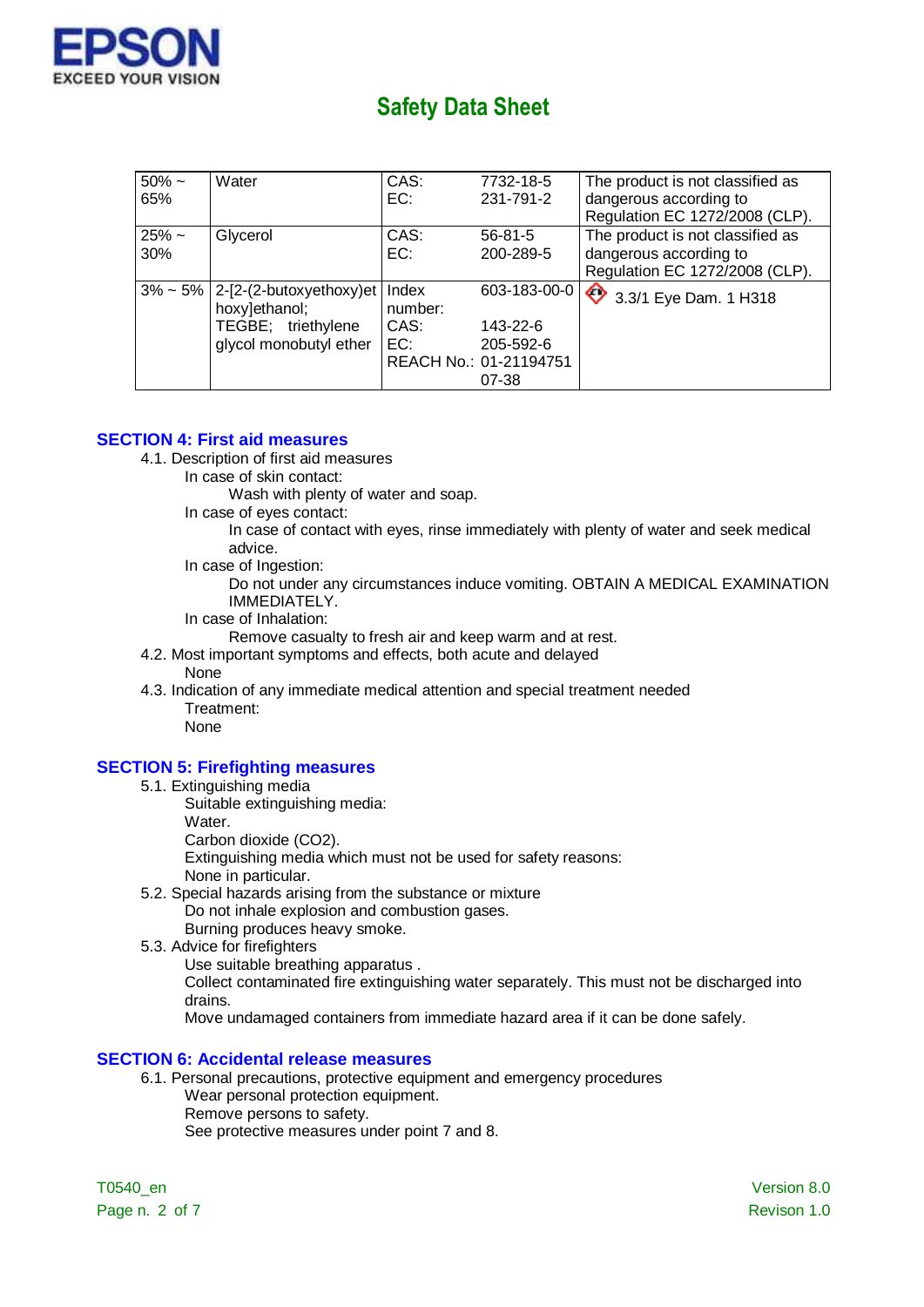| 50% ~ 65% | Water | CAS: EC: | 7732-18-5 231-791-2 | The product is not classified as dangerous according to Regulation EC 1272/2008 (CLP). |
|---|---|---|---|---|
| 25% ~ 30% | Glycerol | CAS: EC: | 56-81-5 200-289-5 | The product is not classified as dangerous according to Regulation EC 1272/2008 (CLP). |
| 3% ~ 5% | 2-[2-(2-butoxyethoxy)ethoxy]ethanol; TEGBE; triethylene glycol monobutyl ether | Index number: CAS: EC: REACH No.: | 603-183-00-0 143-22-6 205-592-6 01-2119475107-38 | 3.3/1 Eye Dam. 1 H318 |

## SECTION 4: First aid measures

4.1. Description of first aid measures

In case of skin contact:

Wash with plenty of water and soap.

In case of eyes contact:

In case of contact with eyes, rinse immediately with plenty of water and seek medical advice.

In case of Ingestion:

Do not under any circumstances induce vomiting. OBTAIN A MEDICAL EXAMINATION IMMEDIATELY.

In case of Inhalation:

Remove casualty to fresh air and keep warm and at rest.

4.2. Most important symptoms and effects, both acute and delayed

None

4.3. Indication of any immediate medical attention and special treatment needed

Treatment:

None

## SECTION 5: Firefighting measures

5.1. Extinguishing media

Suitable extinguishing media:

Water.

Carbon dioxide ($CO_2$).

Extinguishing media which must not be used for safety reasons:

None in particular.

5.2. Special hazards arising from the substance or mixture

Do not inhale explosion and combustion gases.

Burning produces heavy smoke.

5.3. Advice for firefighters

Use suitable breathing apparatus .

Collect contaminated fire extinguishing water separately. This must not be discharged into drains.

Move undamaged containers from immediate hazard area if it can be done safely.

## SECTION 6: Accidental release measures

6.1. Personal precautions, protective equipment and emergency procedures

Wear personal protection equipment.

Remove persons to safety.

See protective measures under point 7 and 8.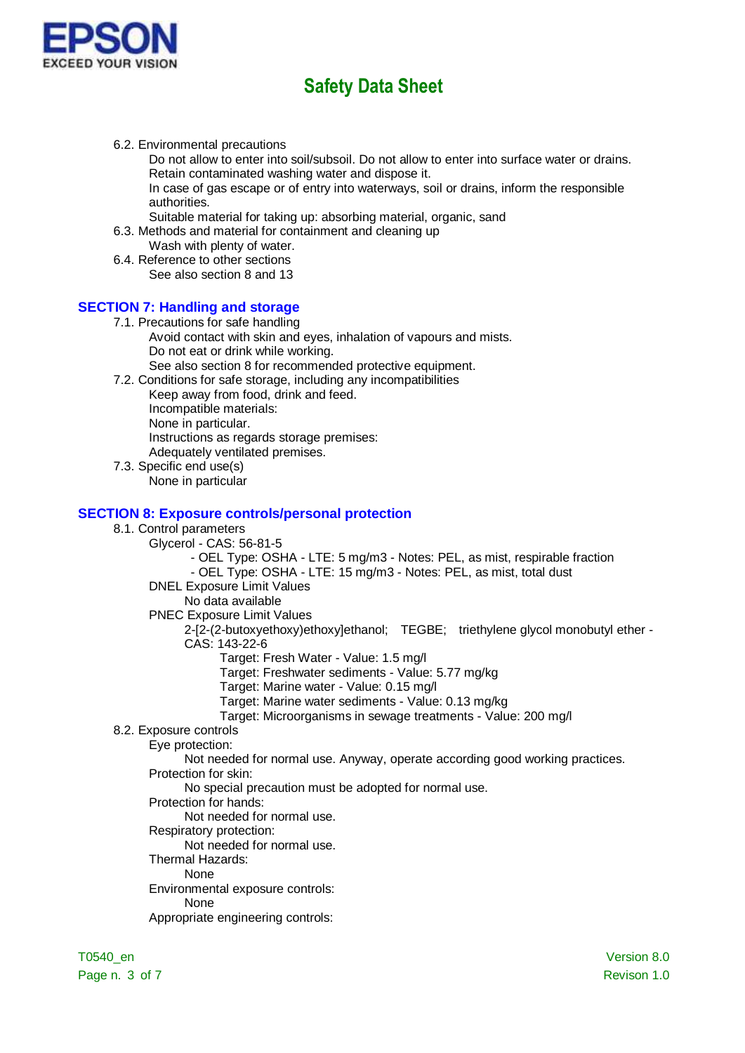6.2. Environmental precautions

Do not allow to enter into soil/subsoil. Do not allow to enter into surface water or drains.
Retain contaminated washing water and dispose it.
In case of gas escape or of entry into waterways, soil or drains, inform the responsible authorities.
Suitable material for taking up: absorbing material, organic, sand

6.3. Methods and material for containment and cleaning up

Wash with plenty of water.

6.4. Reference to other sections

See also section 8 and 13

## SECTION 7: Handling and storage

7.1. Precautions for safe handling

Avoid contact with skin and eyes, inhalation of vapours and mists.
Do not eat or drink while working.
See also section 8 for recommended protective equipment.

7.2. Conditions for safe storage, including any incompatibilities

Keep away from food, drink and feed.
Incompatible materials:
None in particular.
Instructions as regards storage premises:
Adequately ventilated premises.

7.3. Specific end use(s)

None in particular

## SECTION 8: Exposure controls/personal protection

8.1. Control parameters

Glycerol - CAS: 56-81-5

- OEL Type: OSHA - LTE: 5 mg/m3 - Notes: PEL, as mist, respirable fraction
- OEL Type: OSHA - LTE: 15 mg/m3 - Notes: PEL, as mist, total dust

DNEL Exposure Limit Values

No data available

PNEC Exposure Limit Values

2-[2-(2-butoxyethoxy)ethoxy]ethanol; TEGBE; triethylene glycol monobutyl ether - CAS: 143-22-6

Target: Fresh Water - Value: 1.5 mg/l
Target: Freshwater sediments - Value: 5.77 mg/kg
Target: Marine water - Value: 0.15 mg/l
Target: Marine water sediments - Value: 0.13 mg/kg
Target: Microorganisms in sewage treatments - Value: 200 mg/l

8.2. Exposure controls

Eye protection:

Not needed for normal use. Anyway, operate according good working practices.

Protection for skin:

No special precaution must be adopted for normal use.

Protection for hands:

Not needed for normal use.

Respiratory protection:

Not needed for normal use.

Thermal Hazards:

None

Environmental exposure controls:

None

Appropriate engineering controls: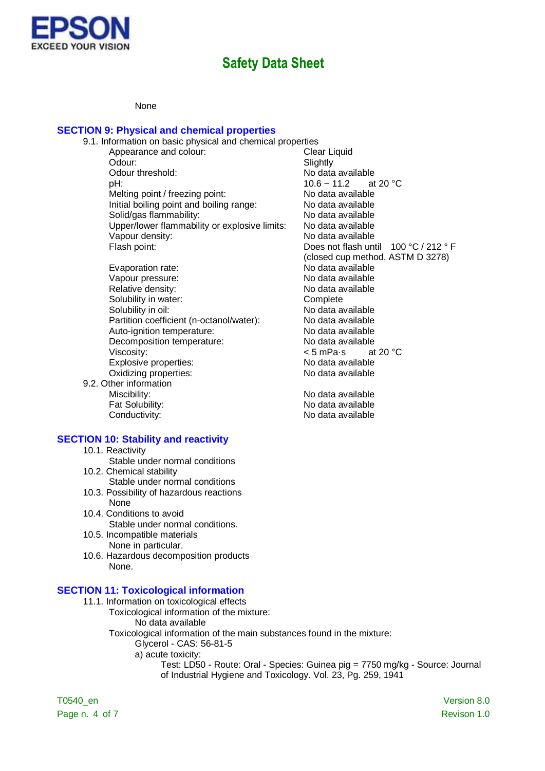None

## SECTION 9: Physical and chemical properties

9.1. Information on basic physical and chemical properties

| | |
|---|---|
| Appearance and colour: | Clear Liquid |
| Odour: | Slightly |
| Odour threshold: | No data available |
| pH: | 10.6 ~ 11.2 at 20 °C |
| Melting point / freezing point: | No data available |
| Initial boiling point and boiling range: | No data available |
| Solid/gas flammability: | No data available |
| Upper/lower flammability or explosive limits: | No data available |
| Vapour density: | No data available |
| Flash point: | Does not flash until 100 °C / 212 ° F (closed cup method, ASTM D 3278) |
| Evaporation rate: | No data available |
| Vapour pressure: | No data available |
| Relative density: | No data available |
| Solubility in water: | Complete |
| Solubility in oil: | No data available |
| Partition coefficient (n-octanol/water): | No data available |
| Auto-ignition temperature: | No data available |
| Decomposition temperature: | No data available |
| Viscosity: | < 5 mPa·s at 20 °C |
| Explosive properties: | No data available |
| Oxidizing properties: | No data available |

9.2. Other information

| | |
|---|---|
| Miscibility: | No data available |
| Fat Solubility: | No data available |
| Conductivity: | No data available |

## SECTION 10: Stability and reactivity

10.1. Reactivity
Stable under normal conditions

10.2. Chemical stability
Stable under normal conditions

10.3. Possibility of hazardous reactions
None

10.4. Conditions to avoid
Stable under normal conditions.

10.5. Incompatible materials
None in particular.

10.6. Hazardous decomposition products
None.

## SECTION 11: Toxicological information

11.1. Information on toxicological effects

Toxicological information of the mixture:
No data available

Toxicological information of the main substances found in the mixture:
Glycerol - CAS: 56-81-5
a) acute toxicity:
Test: LD50 - Route: Oral - Species: Guinea pig = 7750 mg/kg - Source: Journal of Industrial Hygiene and Toxicology. Vol. 23, Pg. 259, 1941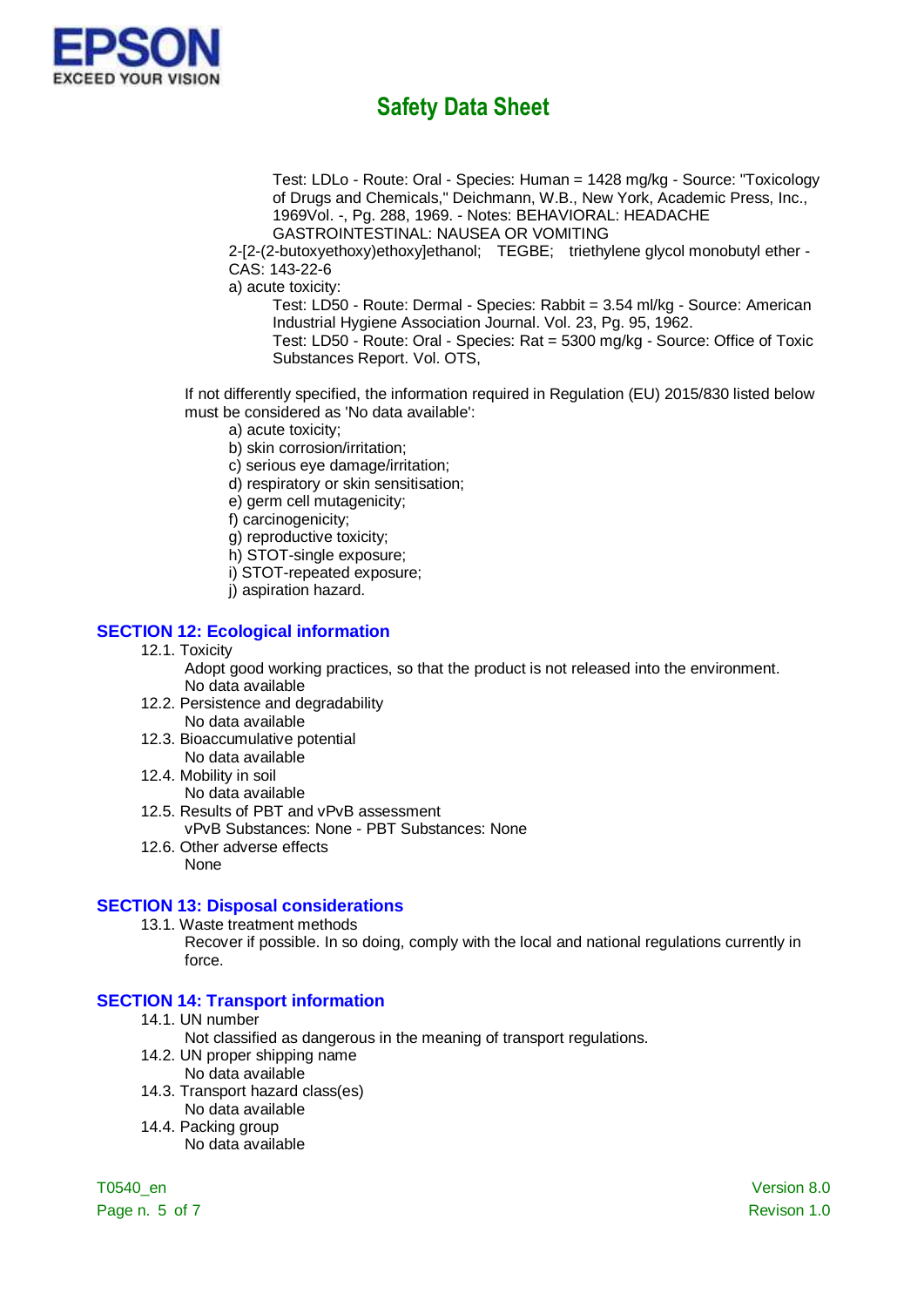Test: LDLo - Route: Oral - Species: Human = 1428 mg/kg - Source: "Toxicology of Drugs and Chemicals," Deichmann, W.B., New York, Academic Press, Inc., 1969Vol. -, Pg. 288, 1969. - Notes: BEHAVIORAL: HEADACHE GASTROINTESTINAL: NAUSEA OR VOMITING

2-[2-(2-butoxyethoxy)ethoxy]ethanol; TEGBE; triethylene glycol monobutyl ether - CAS: 143-22-6

a) acute toxicity:

Test: LD50 - Route: Dermal - Species: Rabbit = 3.54 ml/kg - Source: American Industrial Hygiene Association Journal. Vol. 23, Pg. 95, 1962.

Test: LD50 - Route: Oral - Species: Rat = 5300 mg/kg - Source: Office of Toxic Substances Report. Vol. OTS,

If not differently specified, the information required in Regulation (EU) 2015/830 listed below must be considered as 'No data available':

a) acute toxicity;
b) skin corrosion/irritation;
c) serious eye damage/irritation;
d) respiratory or skin sensitisation;
e) germ cell mutagenicity;
f) carcinogenicity;
g) reproductive toxicity;
h) STOT-single exposure;
i) STOT-repeated exposure;
j) aspiration hazard.

## SECTION 12: Ecological information

12.1. Toxicity

Adopt good working practices, so that the product is not released into the environment.
No data available

12.2. Persistence and degradability

No data available

12.3. Bioaccumulative potential

No data available

12.4. Mobility in soil

No data available

12.5. Results of PBT and vPvB assessment

vPvB Substances: None - PBT Substances: None

12.6. Other adverse effects

None

## SECTION 13: Disposal considerations

13.1. Waste treatment methods

Recover if possible. In so doing, comply with the local and national regulations currently in force.

## SECTION 14: Transport information

14.1. UN number

Not classified as dangerous in the meaning of transport regulations.

14.2. UN proper shipping name

No data available

14.3. Transport hazard class(es)

No data available

14.4. Packing group

No data available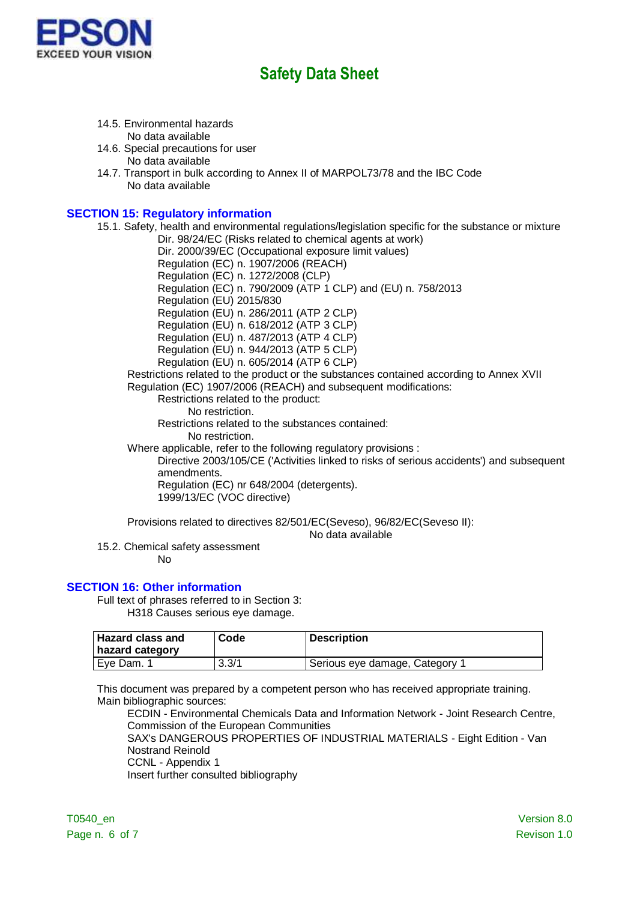14.5. Environmental hazards

No data available

14.6. Special precautions for user

No data available

14.7. Transport in bulk according to Annex II of MARPOL73/78 and the IBC Code

No data available

## SECTION 15: Regulatory information

15.1. Safety, health and environmental regulations/legislation specific for the substance or mixture

Dir. 98/24/EC (Risks related to chemical agents at work)
Dir. 2000/39/EC (Occupational exposure limit values)
Regulation (EC) n. 1907/2006 (REACH)
Regulation (EC) n. 1272/2008 (CLP)
Regulation (EC) n. 790/2009 (ATP 1 CLP) and (EU) n. 758/2013
Regulation (EU) 2015/830
Regulation (EU) n. 286/2011 (ATP 2 CLP)
Regulation (EU) n. 618/2012 (ATP 3 CLP)
Regulation (EU) n. 487/2013 (ATP 4 CLP)
Regulation (EU) n. 944/2013 (ATP 5 CLP)
Regulation (EU) n. 605/2014 (ATP 6 CLP)

Restrictions related to the product or the substances contained according to Annex XVII Regulation (EC) 1907/2006 (REACH) and subsequent modifications:

Restrictions related to the product:

No restriction.

Restrictions related to the substances contained:

No restriction.

Where applicable, refer to the following regulatory provisions :

Directive 2003/105/CE ('Activities linked to risks of serious accidents') and subsequent amendments.
Regulation (EC) nr 648/2004 (detergents).
1999/13/EC (VOC directive)

Provisions related to directives 82/501/EC(Seveso), 96/82/EC(Seveso II):

No data available

15.2. Chemical safety assessment

No

## SECTION 16: Other information

Full text of phrases referred to in Section 3:

H318 Causes serious eye damage.

| Hazard class and hazard category | Code | Description |
|---|---|---|
| Eye Dam. 1 | 3.3/1 | Serious eye damage, Category 1 |

This document was prepared by a competent person who has received appropriate training.
Main bibliographic sources:

ECDIN - Environmental Chemicals Data and Information Network - Joint Research Centre, Commission of the European Communities
SAX's DANGEROUS PROPERTIES OF INDUSTRIAL MATERIALS - Eight Edition - Van Nostrand Reinold
CCNL - Appendix 1
Insert further consulted bibliography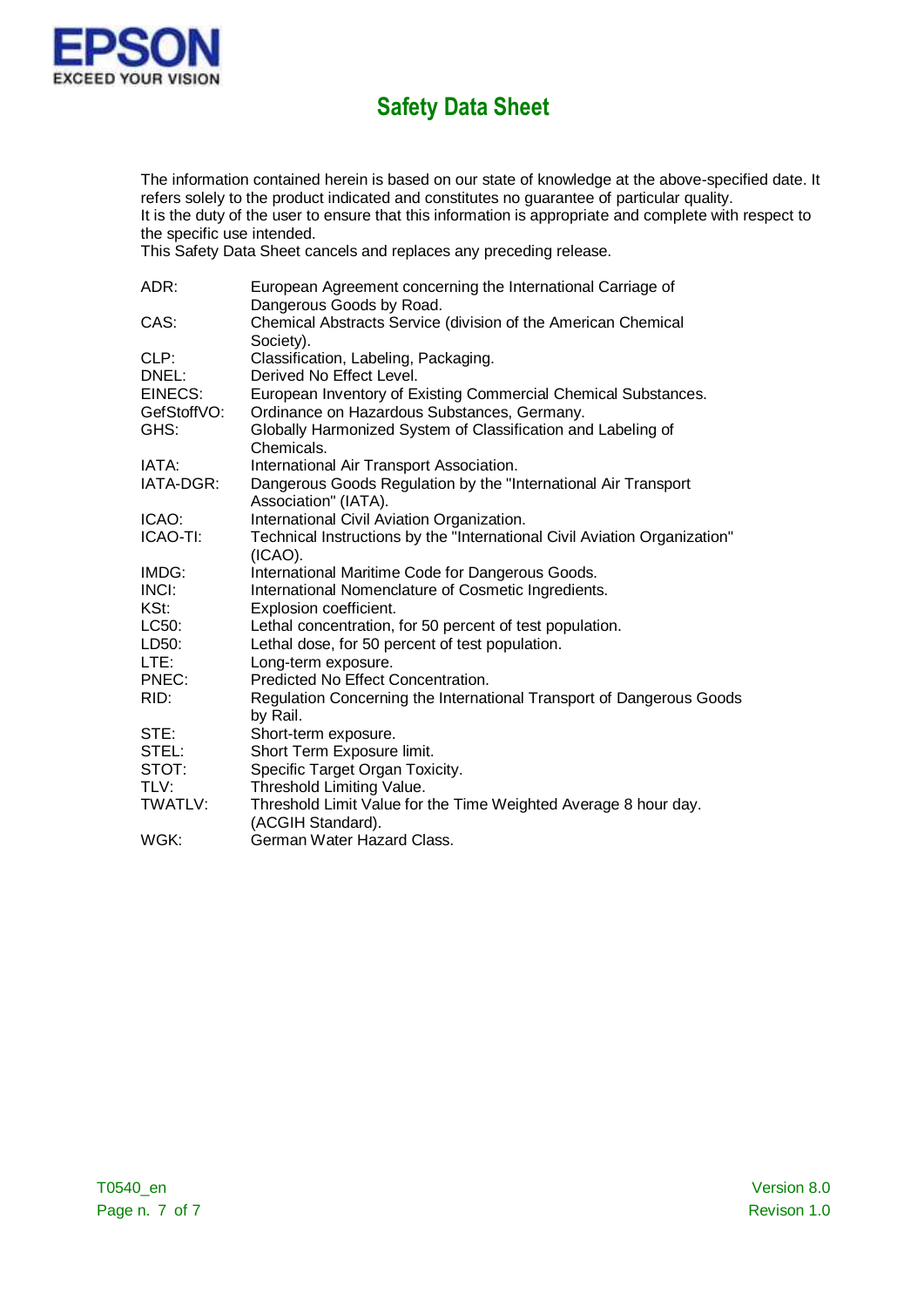# Safety Data Sheet

The information contained herein is based on our state of knowledge at the above-specified date. It refers solely to the product indicated and constitutes no guarantee of particular quality.
It is the duty of the user to ensure that this information is appropriate and complete with respect to the specific use intended.
This Safety Data Sheet cancels and replaces any preceding release.

| | |
|---|---|
| ADR: | European Agreement concerning the International Carriage of Dangerous Goods by Road. |
| CAS: | Chemical Abstracts Service (division of the American Chemical Society). |
| CLP: | Classification, Labeling, Packaging. |
| DNEL: | Derived No Effect Level. |
| EINECS: | European Inventory of Existing Commercial Chemical Substances. |
| GefStoffVO: | Ordinance on Hazardous Substances, Germany. |
| GHS: | Globally Harmonized System of Classification and Labeling of Chemicals. |
| IATA: | International Air Transport Association. |
| IATA-DGR: | Dangerous Goods Regulation by the "International Air Transport Association" (IATA). |
| ICAO: | International Civil Aviation Organization. |
| ICAO-TI: | Technical Instructions by the "International Civil Aviation Organization" (ICAO). |
| IMDG: | International Maritime Code for Dangerous Goods. |
| INCI: | International Nomenclature of Cosmetic Ingredients. |
| KSt: | Explosion coefficient. |
| LC50: | Lethal concentration, for 50 percent of test population. |
| LD50: | Lethal dose, for 50 percent of test population. |
| LTE: | Long-term exposure. |
| PNEC: | Predicted No Effect Concentration. |
| RID: | Regulation Concerning the International Transport of Dangerous Goods by Rail. |
| STE: | Short-term exposure. |
| STEL: | Short Term Exposure limit. |
| STOT: | Specific Target Organ Toxicity. |
| TLV: | Threshold Limiting Value. |
| TWATLV: | Threshold Limit Value for the Time Weighted Average 8 hour day. (ACGIH Standard). |
| WGK: | German Water Hazard Class. |